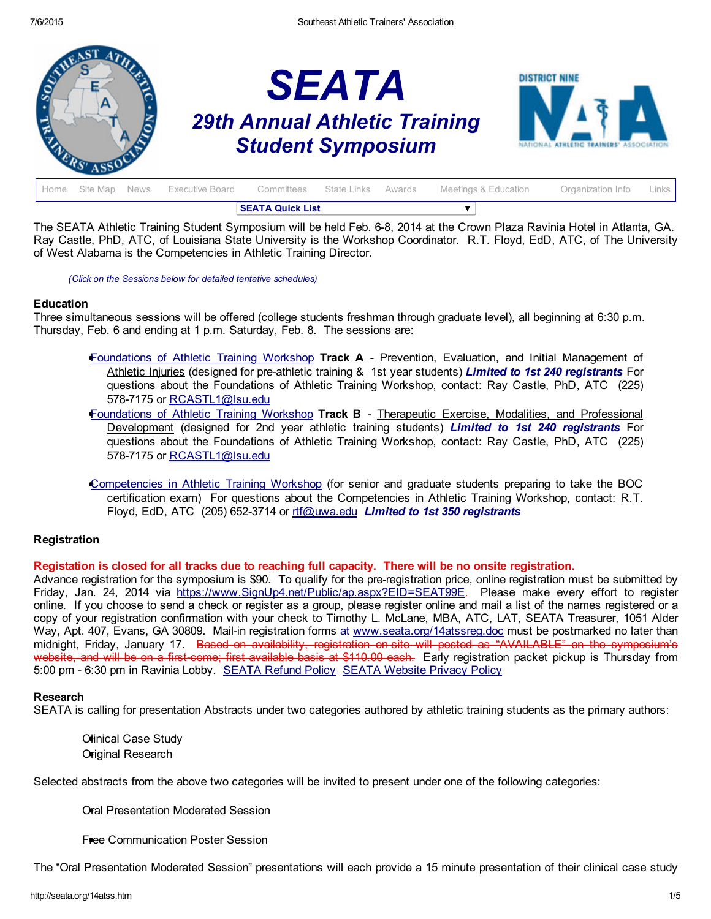# SEATA

## 29th Annual Athletic Training Student Symposium

Home | Site Map | News | Executive Board | Committees | State Links | Awards | Meetings & Education | Organization Info | Links

SEATA Quick List

The SEATA Athletic Training Student Symposium will be held Feb. 6-8, 2014 at the Crown Plaza Ravinia Hotel in Atlanta, GA. Ray Castle, PhD, ATC, of Louisiana State University is the Workshop Coordinator. R.T. Floyd, EdD, ATC, of The University of West Alabama is the Competencies in Athletic Training Director.

*(Click on the Sessions below for detailed tentative schedules)*

### Education

Three simultaneous sessions will be offered (college students freshman through graduate level), all beginning at 6:30 p.m. Thursday, Feb. 6 and ending at 1 p.m. Saturday, Feb. 8. The sessions are:

- Foundations of Athletic Training Workshop **Track A** - Prevention, Evaluation, and Initial Management of Athletic Injuries (designed for pre-athletic training & 1st year students) ***Limited to 1st 240 registrants*** For questions about the Foundations of Athletic Training Workshop, contact: Ray Castle, PhD, ATC (225) 578-7175 or RCASTL1@lsu.edu
- Foundations of Athletic Training Workshop **Track B** - Therapeutic Exercise, Modalities, and Professional Development (designed for 2nd year athletic training students) ***Limited to 1st 240 registrants*** For questions about the Foundations of Athletic Training Workshop, contact: Ray Castle, PhD, ATC (225) 578-7175 or RCASTL1@lsu.edu
- Competencies in Athletic Training Workshop (for senior and graduate students preparing to take the BOC certification exam) For questions about the Competencies in Athletic Training Workshop, contact: R.T. Floyd, EdD, ATC (205) 652-3714 or rtf@uwa.edu ***Limited to 1st 350 registrants***

### Registration

**Registation is closed for all tracks due to reaching full capacity. There will be no onsite registration.**

Advance registration for the symposium is $90. To qualify for the pre-registration price, online registration must be submitted by Friday, Jan. 24, 2014 via https://www.SignUp4.net/Public/ap.aspx?EID=SEAT99E. Please make every effort to register online. If you choose to send a check or register as a group, please register online and mail a list of the names registered or a copy of your registration confirmation with your check to Timothy L. McLane, MBA, ATC, LAT, SEATA Treasurer, 1051 Alder Way, Apt. 407, Evans, GA 30809. Mail-in registration forms at www.seata.org/14atssreg.doc must be postmarked no later than midnight, Friday, January 17. ~~Based on availability, registration on site will posted as "AVAILABLE" on the symposium's website, and will be on a first-come; first available basis at $110.00 each.~~ Early registration packet pickup is Thursday from 5:00 pm - 6:30 pm in Ravinia Lobby. SEATA Refund Policy SEATA Website Privacy Policy

### Research

SEATA is calling for presentation Abstracts under two categories authored by athletic training students as the primary authors:

- Clinical Case Study
- Original Research

Selected abstracts from the above two categories will be invited to present under one of the following categories:

- Oral Presentation Moderated Session
- Free Communication Poster Session

The "Oral Presentation Moderated Session" presentations will each provide a 15 minute presentation of their clinical case study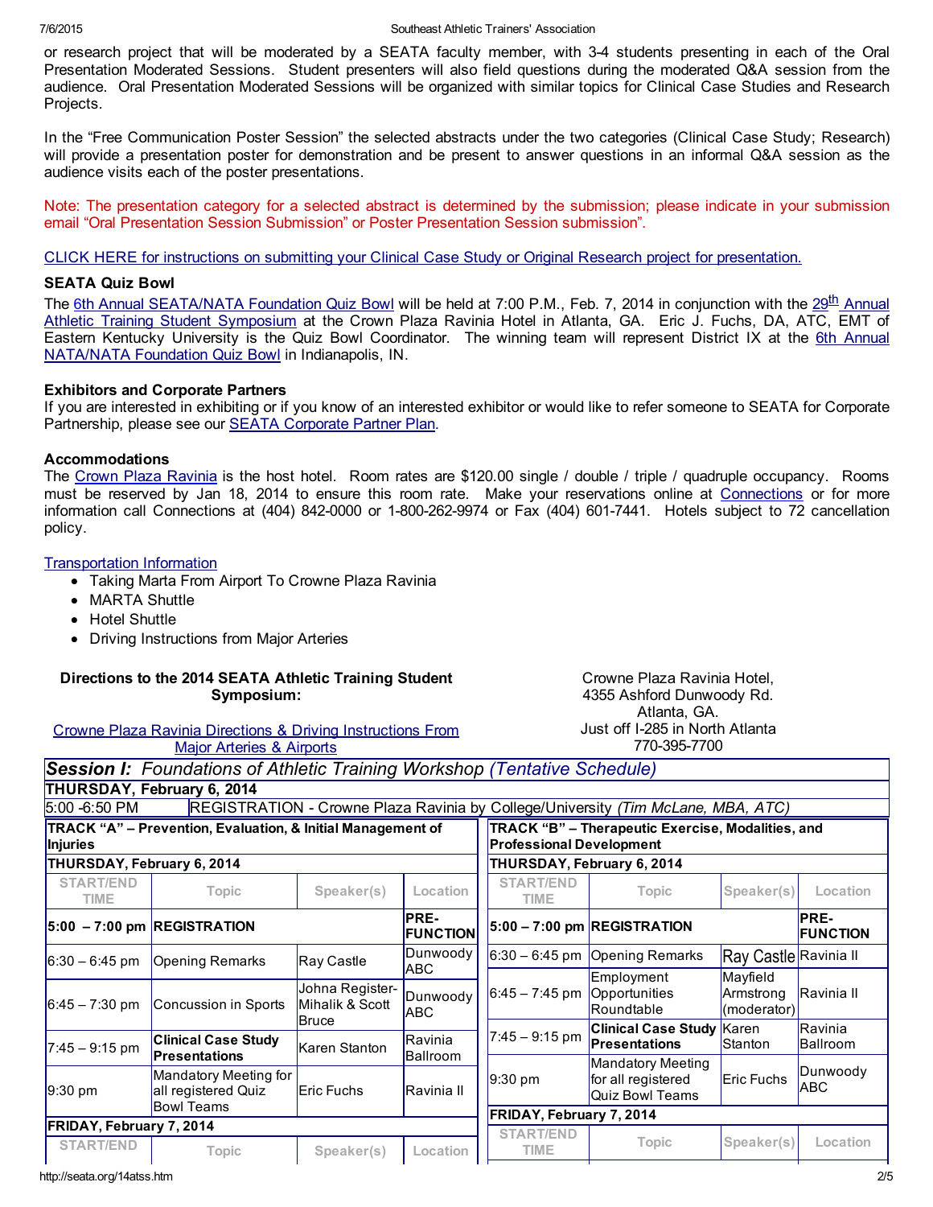or research project that will be moderated by a SEATA faculty member, with 3-4 students presenting in each of the Oral Presentation Moderated Sessions. Student presenters will also field questions during the moderated Q&A session from the audience. Oral Presentation Moderated Sessions will be organized with similar topics for Clinical Case Studies and Research Projects.

In the "Free Communication Poster Session" the selected abstracts under the two categories (Clinical Case Study; Research) will provide a presentation poster for demonstration and be present to answer questions in an informal Q&A session as the audience visits each of the poster presentations.

Note: The presentation category for a selected abstract is determined by the submission; please indicate in your submission email "Oral Presentation Session Submission" or Poster Presentation Session submission".

CLICK HERE for instructions on submitting your Clinical Case Study or Original Research project for presentation.

### SEATA Quiz Bowl

The 6th Annual SEATA/NATA Foundation Quiz Bowl will be held at 7:00 P.M., Feb. 7, 2014 in conjunction with the 29th Annual Athletic Training Student Symposium at the Crown Plaza Ravinia Hotel in Atlanta, GA. Eric J. Fuchs, DA, ATC, EMT of Eastern Kentucky University is the Quiz Bowl Coordinator. The winning team will represent District IX at the 6th Annual NATA/NATA Foundation Quiz Bowl in Indianapolis, IN.

### Exhibitors and Corporate Partners

If you are interested in exhibiting or if you know of an interested exhibitor or would like to refer someone to SEATA for Corporate Partnership, please see our SEATA Corporate Partner Plan.

### Accommodations

The Crown Plaza Ravinia is the host hotel. Room rates are $120.00 single / double / triple / quadruple occupancy. Rooms must be reserved by Jan 18, 2014 to ensure this room rate. Make your reservations online at Connections or for more information call Connections at (404) 842-0000 or 1-800-262-9974 or Fax (404) 601-7441. Hotels subject to 72 cancellation policy.

Transportation Information

- Taking Marta From Airport To Crowne Plaza Ravinia
- MARTA Shuttle
- Hotel Shuttle
- Driving Instructions from Major Arteries

**Directions to the 2014 SEATA Athletic Training Student Symposium:**

Crowne Plaza Ravinia Directions & Driving Instructions From Major Arteries & Airports

Crowne Plaza Ravinia Hotel,
4355 Ashford Dunwoody Rd.
Atlanta, GA.
Just off I-285 in North Atlanta
770-395-7700

## *Session I: Foundations of Athletic Training Workshop (Tentative Schedule)*

**THURSDAY, February 6, 2014**

5:00 -6:50 PM REGISTRATION - Crowne Plaza Ravinia by College/University *(Tim McLane, MBA, ATC)*

**TRACK "A" – Prevention, Evaluation, & Initial Management of Injuries**

**THURSDAY, February 6, 2014**

| START/END TIME | Topic | Speaker(s) | Location |
|---|---|---|---|
| **5:00 – 7:00 pm** | **REGISTRATION** | | **PRE-FUNCTION** |
| 6:30 – 6:45 pm | Opening Remarks | Ray Castle | Dunwoody ABC |
| 6:45 – 7:30 pm | Concussion in Sports | Johna Register-Mihalik & Scott Bruce | Dunwoody ABC |
| 7:45 – 9:15 pm | **Clinical Case Study Presentations** | Karen Stanton | Ravinia Ballroom |
| 9:30 pm | Mandatory Meeting for all registered Quiz Bowl Teams | Eric Fuchs | Ravinia II |

**FRIDAY, February 7, 2014**

| START/END | Topic | Speaker(s) | Location |
|---|---|---|---|

**TRACK "B" – Therapeutic Exercise, Modalities, and Professional Development**

**THURSDAY, February 6, 2014**

| START/END TIME | Topic | Speaker(s) | Location |
|---|---|---|---|
| **5:00 – 7:00 pm** | **REGISTRATION** | | **PRE-FUNCTION** |
| 6:30 – 6:45 pm | Opening Remarks | Ray Castle | Ravinia II |
| 6:45 – 7:45 pm | Employment Opportunities Roundtable | Mayfield Armstrong (moderator) | Ravinia II |
| 7:45 – 9:15 pm | **Clinical Case Study Presentations** | Karen Stanton | Ravinia Ballroom |
| 9:30 pm | Mandatory Meeting for all registered Quiz Bowl Teams | Eric Fuchs | Dunwoody ABC |

**FRIDAY, February 7, 2014**

| START/END TIME | Topic | Speaker(s) | Location |
|---|---|---|---|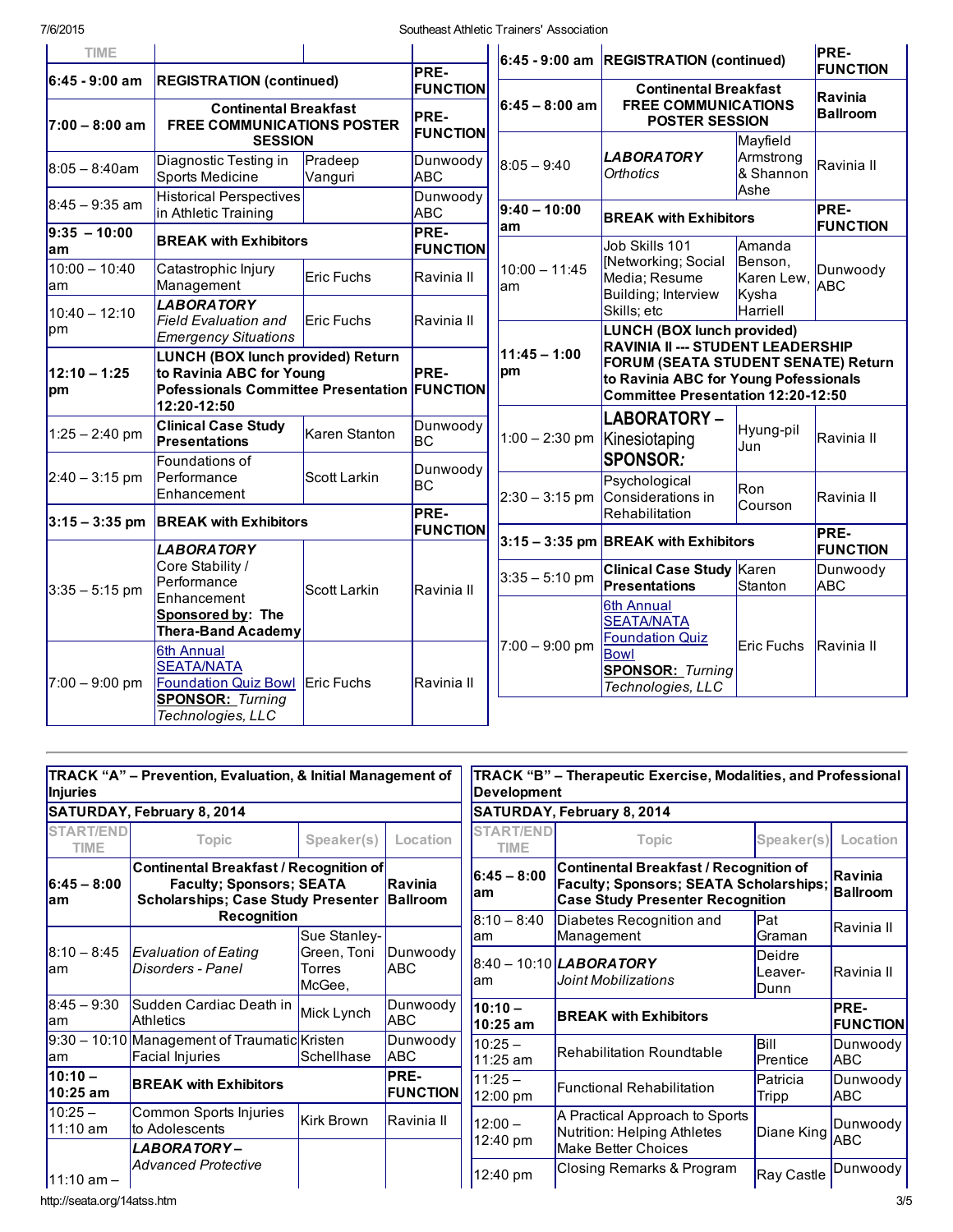| TIME | | | |
|---|---|---|---|
| **6:45 - 9:00 am** | **REGISTRATION (continued)** | | **PRE-FUNCTION** |
| **7:00 – 8:00 am** | **Continental Breakfast FREE COMMUNICATIONS POSTER SESSION** | | **PRE-FUNCTION** |
| 8:05 – 8:40am | Diagnostic Testing in Sports Medicine | Pradeep Vanguri | Dunwoody ABC |
| 8:45 – 9:35 am | Historical Perspectives in Athletic Training | | Dunwoody ABC |
| **9:35 – 10:00 am** | **BREAK with Exhibitors** | | **PRE-FUNCTION** |
| 10:00 – 10:40 am | Catastrophic Injury Management | Eric Fuchs | Ravinia II |
| 10:40 – 12:10 pm | ***LABORATORY*** *Field Evaluation and Emergency Situations* | Eric Fuchs | Ravinia II |
| **12:10 – 1:25 pm** | **LUNCH (BOX lunch provided) Return to Ravinia ABC for Young Pofessionals Committee Presentation 12:20-12:50** | | **PRE-FUNCTION** |
| 1:25 – 2:40 pm | **Clinical Case Study Presentations** | Karen Stanton | Dunwoody BC |
| 2:40 – 3:15 pm | Foundations of Performance Enhancement | Scott Larkin | Dunwoody BC |
| **3:15 – 3:35 pm** | **BREAK with Exhibitors** | | **PRE-FUNCTION** |
| 3:35 – 5:15 pm | ***LABORATORY*** Core Stability / Performance Enhancement **Sponsored by: The Thera-Band Academy** | Scott Larkin | Ravinia II |
| 7:00 – 9:00 pm | 6th Annual SEATA/NATA Foundation Quiz Bowl **SPONSOR:** *Turning Technologies, LLC* | Eric Fuchs | Ravinia II |

| | | | |
|---|---|---|---|
| **6:45 - 9:00 am** | **REGISTRATION (continued)** | | **PRE-FUNCTION** |
| **6:45 – 8:00 am** | **Continental Breakfast FREE COMMUNICATIONS POSTER SESSION** | | **Ravinia Ballroom** |
| 8:05 – 9:40 | ***LABORATORY*** *Orthotics* | Mayfield Armstrong & Shannon Ashe | Ravinia II |
| **9:40 – 10:00 am** | **BREAK with Exhibitors** | | **PRE-FUNCTION** |
| 10:00 – 11:45 am | Job Skills 101 [Networking; Social Media; Resume Building; Interview Skills; etc | Amanda Benson, Karen Lew, Kysha Harriell | Dunwoody ABC |
| **11:45 – 1:00 pm** | **LUNCH (BOX lunch provided) RAVINIA II --- STUDENT LEADERSHIP FORUM (SEATA STUDENT SENATE) Return to Ravinia ABC for Young Pofessionals Committee Presentation 12:20-12:50** | | |
| 1:00 – 2:30 pm | **LABORATORY –** Kinesiotaping **SPONSOR:** | Hyung-pil Jun | Ravinia II |
| 2:30 – 3:15 pm | Psychological Considerations in Rehabilitation | Ron Courson | Ravinia II |
| **3:15 – 3:35 pm** | **BREAK with Exhibitors** | | **PRE-FUNCTION** |
| 3:35 – 5:10 pm | **Clinical Case Study Presentations** | Karen Stanton | Dunwoody ABC |
| 7:00 – 9:00 pm | 6th Annual SEATA/NATA Foundation Quiz Bowl **SPONSOR:** *Turning Technologies, LLC* | Eric Fuchs | Ravinia II |

**TRACK "A" – Prevention, Evaluation, & Initial Management of Injuries**

**SATURDAY, February 8, 2014**

| START/END TIME | Topic | Speaker(s) | Location |
|---|---|---|---|
| **6:45 – 8:00 am** | **Continental Breakfast / Recognition of Faculty; Sponsors; SEATA Scholarships; Case Study Presenter Recognition** | | **Ravinia Ballroom** |
| 8:10 – 8:45 am | *Evaluation of Eating Disorders - Panel* | Sue Stanley-Green, Toni Torres McGee, | Dunwoody ABC |
| 8:45 – 9:30 am | Sudden Cardiac Death in Athletics | Mick Lynch | Dunwoody ABC |
| 9:30 – 10:10 am | Management of Traumatic Facial Injuries | Kristen Schellhase | Dunwoody ABC |
| **10:10 – 10:25 am** | **BREAK with Exhibitors** | | **PRE-FUNCTION** |
| 10:25 – 11:10 am | Common Sports Injuries to Adolescents | Kirk Brown | Ravinia II |
| 11:10 am – | ***LABORATORY –*** *Advanced Protective* | | |

**TRACK "B" – Therapeutic Exercise, Modalities, and Professional Development**

**SATURDAY, February 8, 2014**

| START/END TIME | Topic | Speaker(s) | Location |
|---|---|---|---|
| **6:45 – 8:00 am** | **Continental Breakfast / Recognition of Faculty; Sponsors; SEATA Scholarships; Case Study Presenter Recognition** | | **Ravinia Ballroom** |
| 8:10 – 8:40 am | Diabetes Recognition and Management | Pat Graman | Ravinia II |
| 8:40 – 10:10 am | ***LABORATORY*** *Joint Mobilizations* | Deidre Leaver-Dunn | Ravinia II |
| **10:10 – 10:25 am** | **BREAK with Exhibitors** | | **PRE-FUNCTION** |
| 10:25 – 11:25 am | Rehabilitation Roundtable | Bill Prentice | Dunwoody ABC |
| 11:25 – 12:00 pm | Functional Rehabilitation | Patricia Tripp | Dunwoody ABC |
| 12:00 – 12:40 pm | A Practical Approach to Sports Nutrition: Helping Athletes Make Better Choices | Diane King | Dunwoody ABC |
| 12:40 pm | Closing Remarks & Program | Ray Castle | Dunwoody |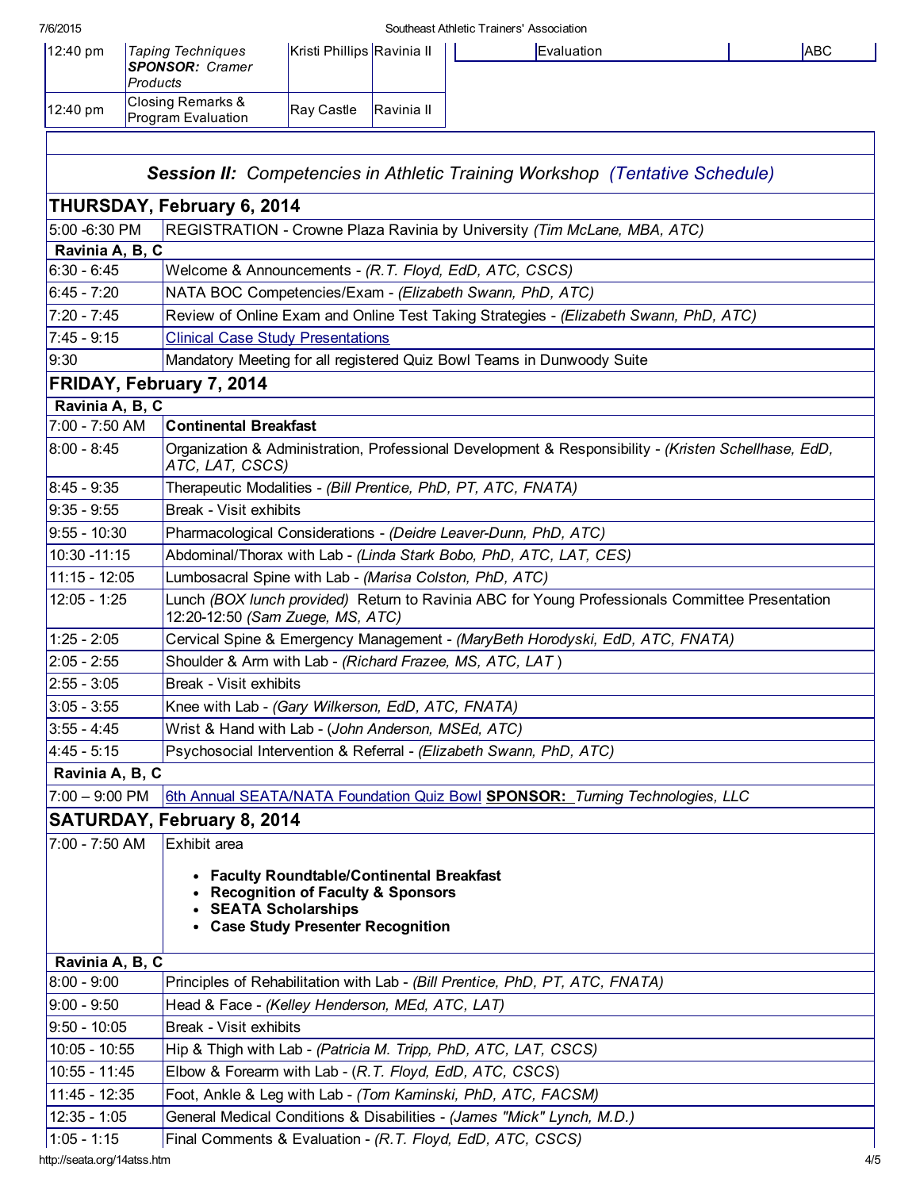| | | | |
|---|---|---|---|
| 12:40 pm | *Taping Techniques* ***SPONSOR:*** *Cramer Products* | Kristi Phillips | Ravinia II |
| 12:40 pm | Closing Remarks & Program Evaluation | Ray Castle | Ravinia II |

| | Evaluation | | ABC |
|---|---|---|---|

## *Session II: Competencies in Athletic Training Workshop (Tentative Schedule)*

| | |
|---|---|
| **THURSDAY, February 6, 2014** | |
| 5:00 -6:30 PM | REGISTRATION - Crowne Plaza Ravinia by University *(Tim McLane, MBA, ATC)* |
| **Ravinia A, B, C** | |
| 6:30 - 6:45 | Welcome & Announcements - *(R.T. Floyd, EdD, ATC, CSCS)* |
| 6:45 - 7:20 | NATA BOC Competencies/Exam - *(Elizabeth Swann, PhD, ATC)* |
| 7:20 - 7:45 | Review of Online Exam and Online Test Taking Strategies - *(Elizabeth Swann, PhD, ATC)* |
| 7:45 - 9:15 | Clinical Case Study Presentations |
| 9:30 | Mandatory Meeting for all registered Quiz Bowl Teams in Dunwoody Suite |
| **FRIDAY, February 7, 2014** | |
| **Ravinia A, B, C** | |
| 7:00 - 7:50 AM | **Continental Breakfast** |
| 8:00 - 8:45 | Organization & Administration, Professional Development & Responsibility - *(Kristen Schellhase, EdD, ATC, LAT, CSCS)* |
| 8:45 - 9:35 | Therapeutic Modalities - *(Bill Prentice, PhD, PT, ATC, FNATA)* |
| 9:35 - 9:55 | Break - Visit exhibits |
| 9:55 - 10:30 | Pharmacological Considerations - *(Deidre Leaver-Dunn, PhD, ATC)* |
| 10:30 -11:15 | Abdominal/Thorax with Lab - *(Linda Stark Bobo, PhD, ATC, LAT, CES)* |
| 11:15 - 12:05 | Lumbosacral Spine with Lab - *(Marisa Colston, PhD, ATC)* |
| 12:05 - 1:25 | Lunch *(BOX lunch provided)* Return to Ravinia ABC for Young Professionals Committee Presentation 12:20-12:50 *(Sam Zuege, MS, ATC)* |
| 1:25 - 2:05 | Cervical Spine & Emergency Management - *(MaryBeth Horodyski, EdD, ATC, FNATA)* |
| 2:05 - 2:55 | Shoulder & Arm with Lab - *(Richard Frazee, MS, ATC, LAT* ) |
| 2:55 - 3:05 | Break - Visit exhibits |
| 3:05 - 3:55 | Knee with Lab - *(Gary Wilkerson, EdD, ATC, FNATA)* |
| 3:55 - 4:45 | Wrist & Hand with Lab - (*John Anderson, MSEd, ATC)* |
| 4:45 - 5:15 | Psychosocial Intervention & Referral - *(Elizabeth Swann, PhD, ATC)* |
| **Ravinia A, B, C** | |
| 7:00 – 9:00 PM | 6th Annual SEATA/NATA Foundation Quiz Bowl **SPONSOR:** *Turning Technologies, LLC* |
| **SATURDAY, February 8, 2014** | |
| 7:00 - 7:50 AM | Exhibit area<br>• **Faculty Roundtable/Continental Breakfast**<br>• **Recognition of Faculty & Sponsors**<br>• **SEATA Scholarships**<br>• **Case Study Presenter Recognition** |
| **Ravinia A, B, C** | |
| 8:00 - 9:00 | Principles of Rehabilitation with Lab - *(Bill Prentice, PhD, PT, ATC, FNATA)* |
| 9:00 - 9:50 | Head & Face - *(Kelley Henderson, MEd, ATC, LAT)* |
| 9:50 - 10:05 | Break - Visit exhibits |
| 10:05 - 10:55 | Hip & Thigh with Lab - *(Patricia M. Tripp, PhD, ATC, LAT, CSCS)* |
| 10:55 - 11:45 | Elbow & Forearm with Lab - (*R.T. Floyd, EdD, ATC, CSCS*) |
| 11:45 - 12:35 | Foot, Ankle & Leg with Lab - *(Tom Kaminski, PhD, ATC, FACSM)* |
| 12:35 - 1:05 | General Medical Conditions & Disabilities - *(James "Mick" Lynch, M.D.)* |
| 1:05 - 1:15 | Final Comments & Evaluation - *(R.T. Floyd, EdD, ATC, CSCS)* |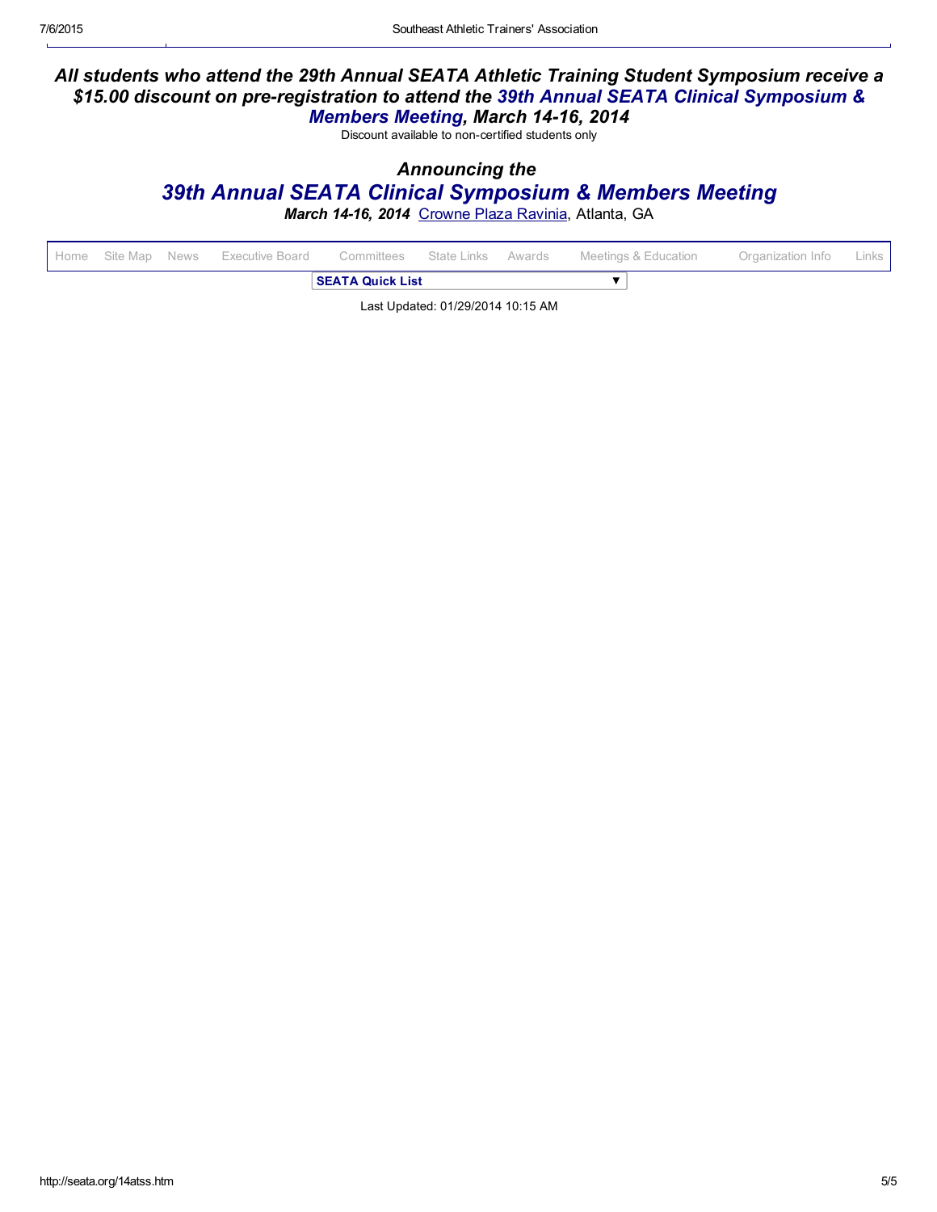***All students who attend the 29th Annual SEATA Athletic Training Student Symposium receive a $15.00 discount on pre-registration to attend the 39th Annual SEATA Clinical Symposium & Members Meeting, March 14-16, 2014***

Discount available to non-certified students only

## *Announcing the*

## *39th Annual SEATA Clinical Symposium & Members Meeting*

***March 14-16, 2014*** Crowne Plaza Ravinia, Atlanta, GA

Home | Site Map | News | Executive Board | Committees | State Links | Awards | Meetings & Education | Organization Info | Links

**SEATA Quick List**

Last Updated: 01/29/2014 10:15 AM